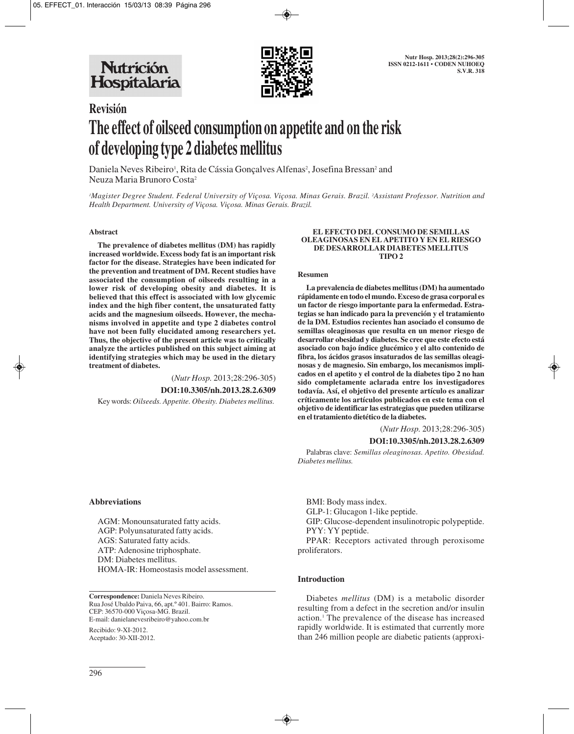Nutrición Hospitalaria

Nutr Hosp. 2013;28(2):296-305
ISSN 0212-1611 • CODEN NUHOEQ
S.V.R. 318

## Revisión

# The effect of oilseed consumption on appetite and on the risk of developing type 2 diabetes mellitus

Daniela Neves Ribeiro[1], Rita de Cássia Gonçalves Alfenas[2], Josefina Bressan[2] and Neuza Maria Brunoro Costa[2]

*[1]Magister Degree Student. Federal University of Viçosa. Viçosa. Minas Gerais. Brazil. [2]Assistant Professor. Nutrition and Health Department. University of Viçosa. Viçosa. Minas Gerais. Brazil.*

### Abstract

**The prevalence of diabetes mellitus (DM) has rapidly increased worldwide. Excess body fat is an important risk factor for the disease. Strategies have been indicated for the prevention and treatment of DM. Recent studies have associated the consumption of oilseeds resulting in a lower risk of developing obesity and diabetes. It is believed that this effect is associated with low glycemic index and the high fiber content, the unsaturated fatty acids and the magnesium oilseeds. However, the mechanisms involved in appetite and type 2 diabetes control have not been fully elucidated among researchers yet. Thus, the objective of the present article was to critically analyze the articles published on this subject aiming at identifying strategies which may be used in the dietary treatment of diabetes.**

(*Nutr Hosp.* 2013;28:296-305)

**DOI:10.3305/nh.2013.28.2.6309**

Key words: *Oilseeds. Appetite. Obesity. Diabetes mellitus.*

### EL EFECTO DEL CONSUMO DE SEMILLAS OLEAGINOSAS EN EL APETITO Y EN EL RIESGO DE DESARROLLAR DIABETES MELLITUS TIPO 2

### Resumen

**La prevalencia de diabetes mellitus (DM) ha aumentado rápidamente en todo el mundo. Exceso de grasa corporal es un factor de riesgo importante para la enfermedad. Estrategias se han indicado para la prevención y el tratamiento de la DM. Estudios recientes han asociado el consumo de semillas oleaginosas que resulta en un menor riesgo de desarrollar obesidad y diabetes. Se cree que este efecto está asociado con bajo índice glucémico y el alto contenido de fibra, los ácidos grasos insaturados de las semillas oleaginosas y de magnesio. Sin embargo, los mecanismos implicados en el apetito y el control de la diabetes tipo 2 no han sido completamente aclarada entre los investigadores todavía. Así, el objetivo del presente artículo es analizar críticamente los artículos publicados en este tema con el objetivo de identificar las estrategias que pueden utilizarse en el tratamiento dietético de la diabetes.**

(*Nutr Hosp.* 2013;28:296-305)

**DOI:10.3305/nh.2013.28.2.6309**

Palabras clave: *Semillas oleaginosas. Apetito. Obesidad. Diabetes mellitus.*

### Abbreviations

AGM: Monounsaturated fatty acids.
AGP: Polyunsaturated fatty acids.
AGS: Saturated fatty acids.
ATP: Adenosine triphosphate.
DM: Diabetes mellitus.
HOMA-IR: Homeostasis model assessment.
BMI: Body mass index.
GLP-1: Glucagon 1-like peptide.
GIP: Glucose-dependent insulinotropic polypeptide.
PYY: YY peptide.
PPAR: Receptors activated through peroxisome proliferators.

**Correspondence:** Daniela Neves Ribeiro.
Rua José Ubaldo Paiva, 66, apt.º 401. Bairro: Ramos.
CEP: 36570-000 Viçosa-MG. Brazil.
E-mail: danielanevesribeiro@yahoo.com.br

Recibido: 9-XI-2012.
Aceptado: 30-XII-2012.

### Introduction

Diabetes *mellitus* (DM) is a metabolic disorder resulting from a defect in the secretion and/or insulin action.[1] The prevalence of the disease has increased rapidly worldwide. It is estimated that currently more than 246 million people are diabetic patients (approxi-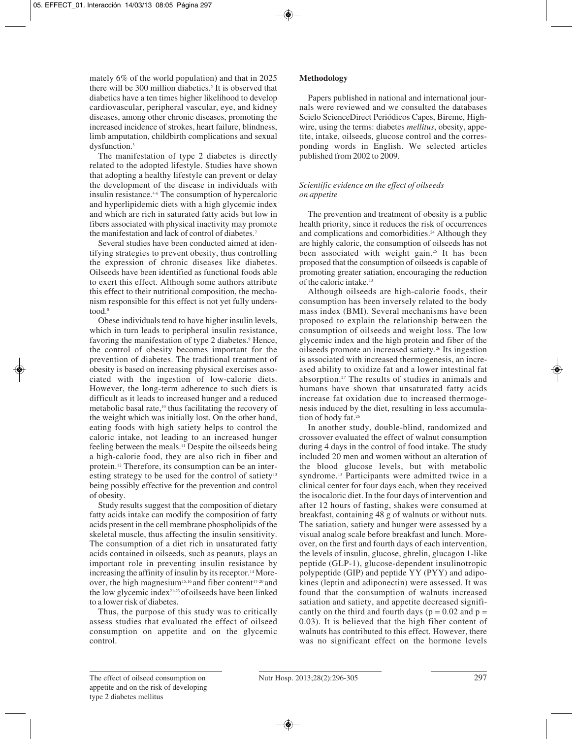mately 6% of the world population) and that in 2025 there will be 300 million diabetics.[2] It is observed that diabetics have a ten times higher likelihood to develop cardiovascular, peripheral vascular, eye, and kidney diseases, among other chronic diseases, promoting the increased incidence of strokes, heart failure, blindness, limb amputation, childbirth complications and sexual dysfunction.[3]

The manifestation of type 2 diabetes is directly related to the adopted lifestyle. Studies have shown that adopting a healthy lifestyle can prevent or delay the development of the disease in individuals with insulin resistance.[4-6] The consumption of hypercaloric and hyperlipidemic diets with a high glycemic index and which are rich in saturated fatty acids but low in fibers associated with physical inactivity may promote the manifestation and lack of control of diabetes.[7]

Several studies have been conducted aimed at identifying strategies to prevent obesity, thus controlling the expression of chronic diseases like diabetes. Oilseeds have been identified as functional foods able to exert this effect. Although some authors attribute this effect to their nutritional composition, the mechanism responsible for this effect is not yet fully understood.[8]

Obese individuals tend to have higher insulin levels, which in turn leads to peripheral insulin resistance, favoring the manifestation of type 2 diabetes.[9] Hence, the control of obesity becomes important for the prevention of diabetes. The traditional treatment of obesity is based on increasing physical exercises associated with the ingestion of low-calorie diets. However, the long-term adherence to such diets is difficult as it leads to increased hunger and a reduced metabolic basal rate,[10] thus facilitating the recovery of the weight which was initially lost. On the other hand, eating foods with high satiety helps to control the caloric intake, not leading to an increased hunger feeling between the meals.[11] Despite the oilseeds being a high-calorie food, they are also rich in fiber and protein.[12] Therefore, its consumption can be an interesting strategy to be used for the control of satiety[13] being possibly effective for the prevention and control of obesity.

Study results suggest that the composition of dietary fatty acids intake can modify the composition of fatty acids present in the cell membrane phospholipids of the skeletal muscle, thus affecting the insulin sensitivity. The consumption of a diet rich in unsaturated fatty acids contained in oilseeds, such as peanuts, plays an important role in preventing insulin resistance by increasing the affinity of insulin by its receptor.[14] Moreover, the high magnesium[15,16] and fiber content[17-20] and the low glycemic index[21-23] of oilseeds have been linked to a lower risk of diabetes.

Thus, the purpose of this study was to critically assess studies that evaluated the effect of oilseed consumption on appetite and on the glycemic control.

## Methodology

Papers published in national and international journals were reviewed and we consulted the databases Scielo ScienceDirect Periódicos Capes, Bireme, Highwire, using the terms: diabetes *mellitus*, obesity, appetite, intake, oilseeds, glucose control and the corresponding words in English. We selected articles published from 2002 to 2009.

### *Scientific evidence on the effect of oilseeds on appetite*

The prevention and treatment of obesity is a public health priority, since it reduces the risk of occurrences and complications and comorbidities.[24] Although they are highly caloric, the consumption of oilseeds has not been associated with weight gain.[25] It has been proposed that the consumption of oilseeds is capable of promoting greater satiation, encouraging the reduction of the caloric intake.[13]

Although oilseeds are high-calorie foods, their consumption has been inversely related to the body mass index (BMI). Several mechanisms have been proposed to explain the relationship between the consumption of oilseeds and weight loss. The low glycemic index and the high protein and fiber of the oilseeds promote an increased satiety.[26] Its ingestion is associated with increased thermogenesis, an increased ability to oxidize fat and a lower intestinal fat absorption.[27] The results of studies in animals and humans have shown that unsaturated fatty acids increase fat oxidation due to increased thermogenesis induced by the diet, resulting in less accumulation of body fat.[26]

In another study, double-blind, randomized and crossover evaluated the effect of walnut consumption during 4 days in the control of food intake. The study included 20 men and women without an alteration of the blood glucose levels, but with metabolic syndrome.[13] Participants were admitted twice in a clinical center for four days each, when they received the isocaloric diet. In the four days of intervention and after 12 hours of fasting, shakes were consumed at breakfast, containing 48 g of walnuts or without nuts. The satiation, satiety and hunger were assessed by a visual analog scale before breakfast and lunch. Moreover, on the first and fourth days of each intervention, the levels of insulin, glucose, ghrelin, glucagon 1-like peptide (GLP-1), glucose-dependent insulinotropic polypeptide (GIP) and peptide YY (PYY) and adipokines (leptin and adiponectin) were assessed. It was found that the consumption of walnuts increased satiation and satiety, and appetite decreased significantly on the third and fourth days ($p = 0.02$ and $p = 0.03$). It is believed that the high fiber content of walnuts has contributed to this effect. However, there was no significant effect on the hormone levels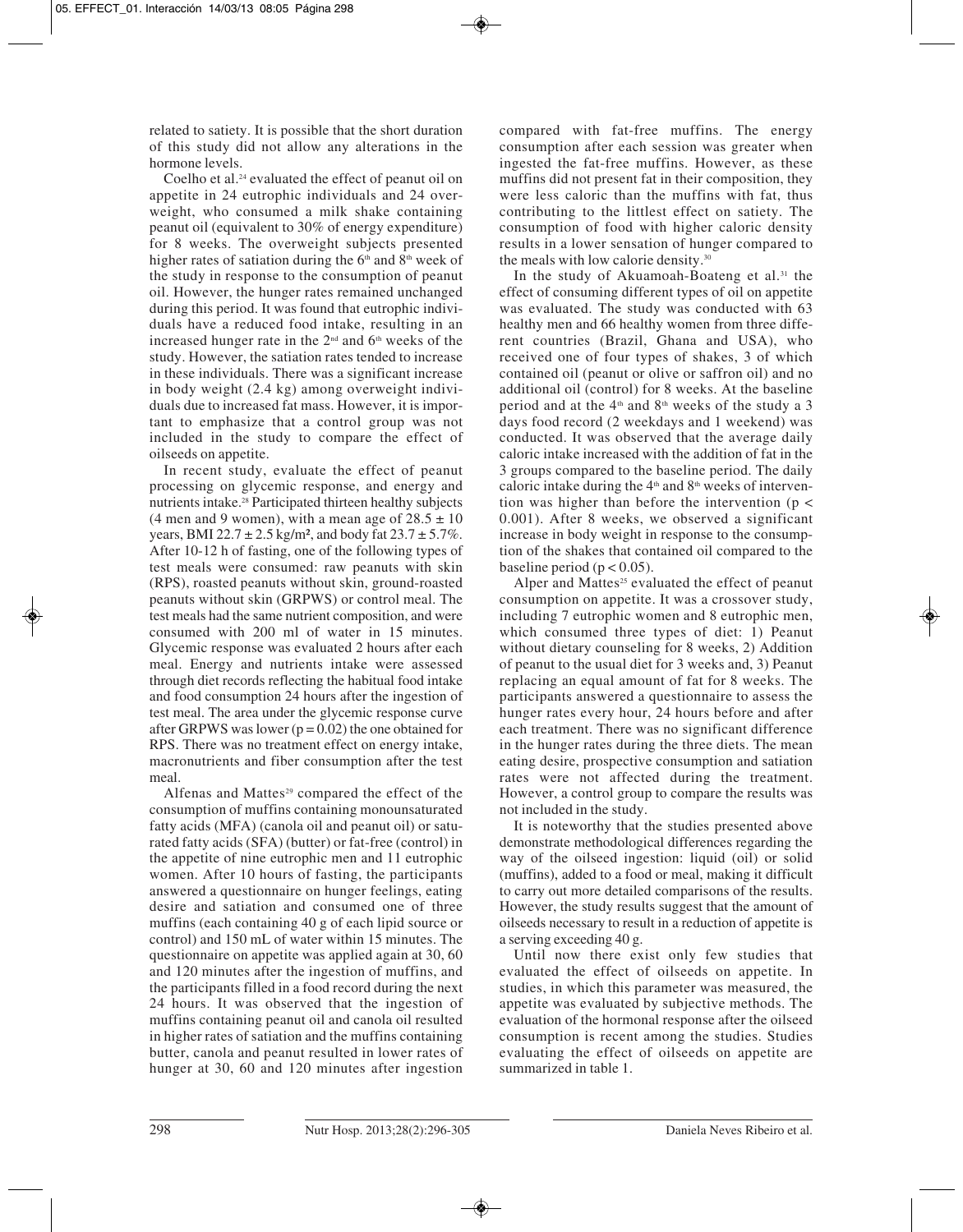related to satiety. It is possible that the short duration of this study did not allow any alterations in the hormone levels.

Coelho et al.[24] evaluated the effect of peanut oil on appetite in 24 eutrophic individuals and 24 overweight, who consumed a milk shake containing peanut oil (equivalent to 30% of energy expenditure) for 8 weeks. The overweight subjects presented higher rates of satiation during the $6^{th}$ and $8^{th}$ week of the study in response to the consumption of peanut oil. However, the hunger rates remained unchanged during this period. It was found that eutrophic individuals have a reduced food intake, resulting in an increased hunger rate in the $2^{nd}$ and $6^{th}$ weeks of the study. However, the satiation rates tended to increase in these individuals. There was a significant increase in body weight (2.4 kg) among overweight individuals due to increased fat mass. However, it is important to emphasize that a control group was not included in the study to compare the effect of oilseeds on appetite.

In recent study, evaluate the effect of peanut processing on glycemic response, and energy and nutrients intake.[28] Participated thirteen healthy subjects (4 men and 9 women), with a mean age of $28.5 \pm 10$ years, BMI $22.7 \pm 2.5$ kg/m², and body fat $23.7 \pm 5.7$%. After 10-12 h of fasting, one of the following types of test meals were consumed: raw peanuts with skin (RPS), roasted peanuts without skin, ground-roasted peanuts without skin (GRPWS) or control meal. The test meals had the same nutrient composition, and were consumed with 200 ml of water in 15 minutes. Glycemic response was evaluated 2 hours after each meal. Energy and nutrients intake were assessed through diet records reflecting the habitual food intake and food consumption 24 hours after the ingestion of test meal. The area under the glycemic response curve after GRPWS was lower ($p = 0.02$) the one obtained for RPS. There was no treatment effect on energy intake, macronutrients and fiber consumption after the test meal.

Alfenas and Mattes[29] compared the effect of the consumption of muffins containing monounsaturated fatty acids (MFA) (canola oil and peanut oil) or saturated fatty acids (SFA) (butter) or fat-free (control) in the appetite of nine eutrophic men and 11 eutrophic women. After 10 hours of fasting, the participants answered a questionnaire on hunger feelings, eating desire and satiation and consumed one of three muffins (each containing 40 g of each lipid source or control) and 150 mL of water within 15 minutes. The questionnaire on appetite was applied again at 30, 60 and 120 minutes after the ingestion of muffins, and the participants filled in a food record during the next 24 hours. It was observed that the ingestion of muffins containing peanut oil and canola oil resulted in higher rates of satiation and the muffins containing butter, canola and peanut resulted in lower rates of hunger at 30, 60 and 120 minutes after ingestion compared with fat-free muffins. The energy consumption after each session was greater when ingested the fat-free muffins. However, as these muffins did not present fat in their composition, they were less caloric than the muffins with fat, thus contributing to the littlest effect on satiety. The consumption of food with higher caloric density results in a lower sensation of hunger compared to the meals with low calorie density.[30]

In the study of Akuamoah-Boateng et al.[31] the effect of consuming different types of oil on appetite was evaluated. The study was conducted with 63 healthy men and 66 healthy women from three different countries (Brazil, Ghana and USA), who received one of four types of shakes, 3 of which contained oil (peanut or olive or saffron oil) and no additional oil (control) for 8 weeks. At the baseline period and at the $4^{th}$ and $8^{th}$ weeks of the study a 3 days food record (2 weekdays and 1 weekend) was conducted. It was observed that the average daily caloric intake increased with the addition of fat in the 3 groups compared to the baseline period. The daily caloric intake during the $4^{th}$ and $8^{th}$ weeks of intervention was higher than before the intervention ($p < 0.001$). After 8 weeks, we observed a significant increase in body weight in response to the consumption of the shakes that contained oil compared to the baseline period ($p < 0.05$).

Alper and Mattes[25] evaluated the effect of peanut consumption on appetite. It was a crossover study, including 7 eutrophic women and 8 eutrophic men, which consumed three types of diet: 1) Peanut without dietary counseling for 8 weeks, 2) Addition of peanut to the usual diet for 3 weeks and, 3) Peanut replacing an equal amount of fat for 8 weeks. The participants answered a questionnaire to assess the hunger rates every hour, 24 hours before and after each treatment. There was no significant difference in the hunger rates during the three diets. The mean eating desire, prospective consumption and satiation rates were not affected during the treatment. However, a control group to compare the results was not included in the study.

It is noteworthy that the studies presented above demonstrate methodological differences regarding the way of the oilseed ingestion: liquid (oil) or solid (muffins), added to a food or meal, making it difficult to carry out more detailed comparisons of the results. However, the study results suggest that the amount of oilseeds necessary to result in a reduction of appetite is a serving exceeding 40 g.

Until now there exist only few studies that evaluated the effect of oilseeds on appetite. In studies, in which this parameter was measured, the appetite was evaluated by subjective methods. The evaluation of the hormonal response after the oilseed consumption is recent among the studies. Studies evaluating the effect of oilseeds on appetite are summarized in table 1.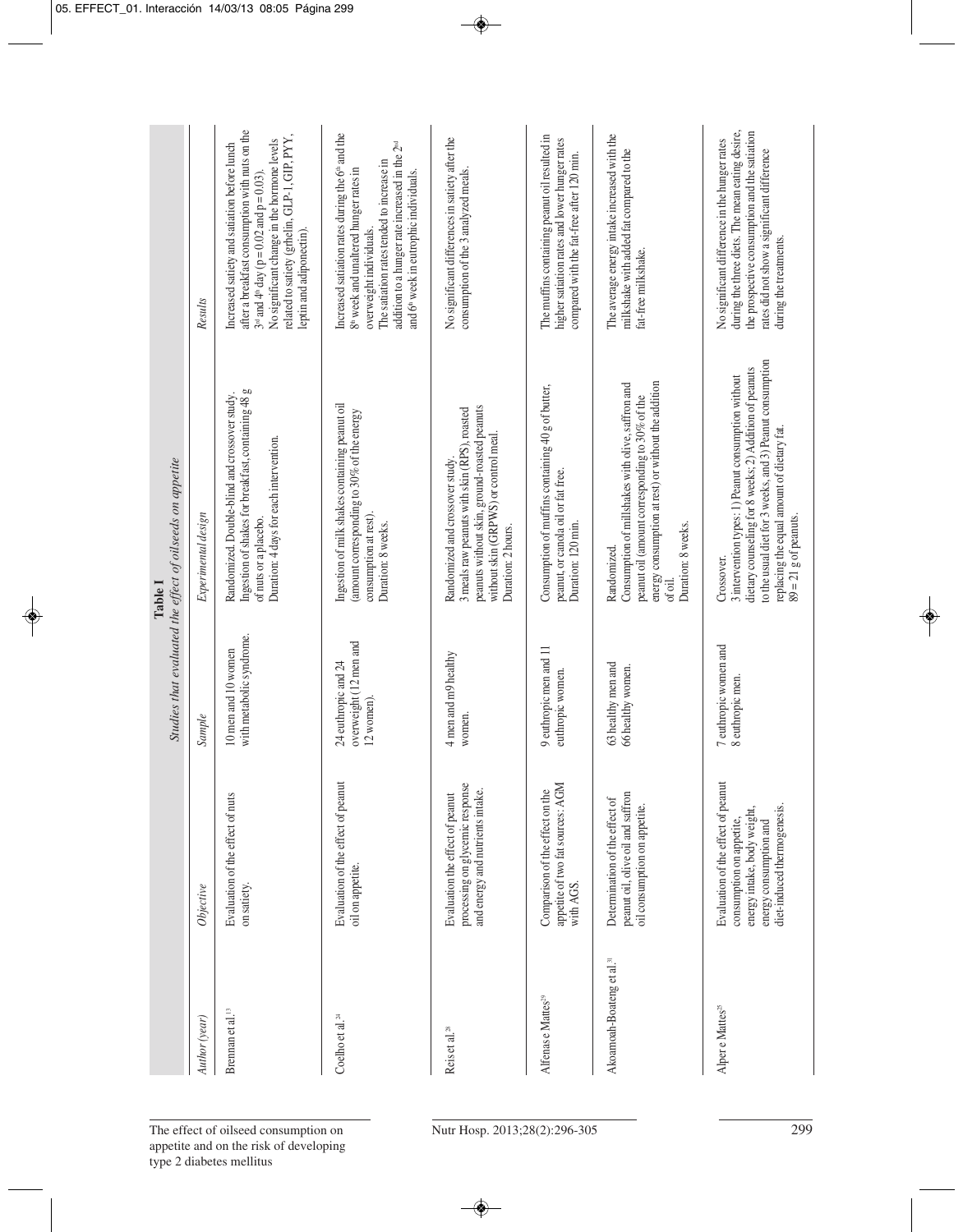**Table I**
*Studies that evaluated the effect of oilseeds on appetite*

| *Author (year)* | *Objective* | *Sample* | *Experimental design* | *Results* |
|---|---|---|---|---|
| Brennan et al.[13] | Evaluation of the effect of nuts on satiety. | 10 men and 10 women with metabolic syndrome. | Randomized. Double-blind and crossover study. Ingestion of shakes for breakfast, containing 48 g of nuts or a placebo. Duration: 4 days for each intervention. | Increased satiety and satiation before lunch after a breakfast consumption with nuts on the 3rd and 4th day ($p = 0.02$ and $p = 0.03$). No significant change in the hormone levels related to satiety (grhelin, GLP-1, GIP, PYY, leptin and adiponectin). |
| Coelho et al.[24] | Evaluation of the effect of peanut oil on appetite. | 24 euthropic and 24 overweight (12 men and 12 women). | Ingestion of milk shakes containing peanut oil (amount corresponding to 30% of the energy consumption at rest). Duration: 8 weeks. | Increased satiation rates during the 6th and the 8th week and unaltered hunger rates in overweight individuals. The satiation rates tended to increase in addition to a hunger rate increased in the 2nd and 6th week in eutrophic individuals. |
| Reis et al.[28] | Evaluation the effect of peanut processing on glycemic response and energy and nutrients intake. | 4 men and m9 healthy women. | Randomized and crossover study. 3 meals raw peanuts with skin (RPS), roasted peanuts without skin, ground-roasted peanuts without skin (GRPWS) or control meal. Duration: 2 hours. | No significant differences in satiety after the consumption of the 3 analyzed meals. |
| Alfenas e Mattes[29] | Comparison of the effect on the appetite of two fat sources: AGM with AGS. | 9 euthropic men and 11 euthropic women. | Consumption of muffins containing 40 g of butter, peanut, or canola oil or fat free. Duration: 120 min. | The muffins containing peanut oil resulted in higher satiation rates and lower hunger rates compared with the fat-free after 120 min. |
| Akoamoah-Boateng et al.[31] | Determination of the effect of peanut oil, olive oil and saffron oil consumption on appetite. | 63 healthy men and 66 healthy women. | Randomized. Consumption of millshakes with olive, saffron and peanut oil (amount corresponding to 30% of the energy consumption at rest) or without the addition of oil. Duration: 8 weeks. | The average energy intake increased with the milkshake with added fat compared to the fat-free milkshake. |
| Alper e Mattes[25] | Evaluation of the effect of peanut consumption on appetite, energy intake, body weight, energy consumption and diet-induced thermogenesis. | 7 euthropic women and 8 euthropic men. | Crossover. 3 intervention types: 1) Peanut consumption without dietary counseling for 8 weeks; 2) Addition of peanuts to the usual diet for 3 weeks, and 3) Peanut consumption replacing the equal amount of dietary fat. $89 = 21$ g of peanuts. | No significant difference in the hunger rates during the three diets. The mean eating desire, the prospective consumption and the satiation rates did not show a significant difference during the treatments. |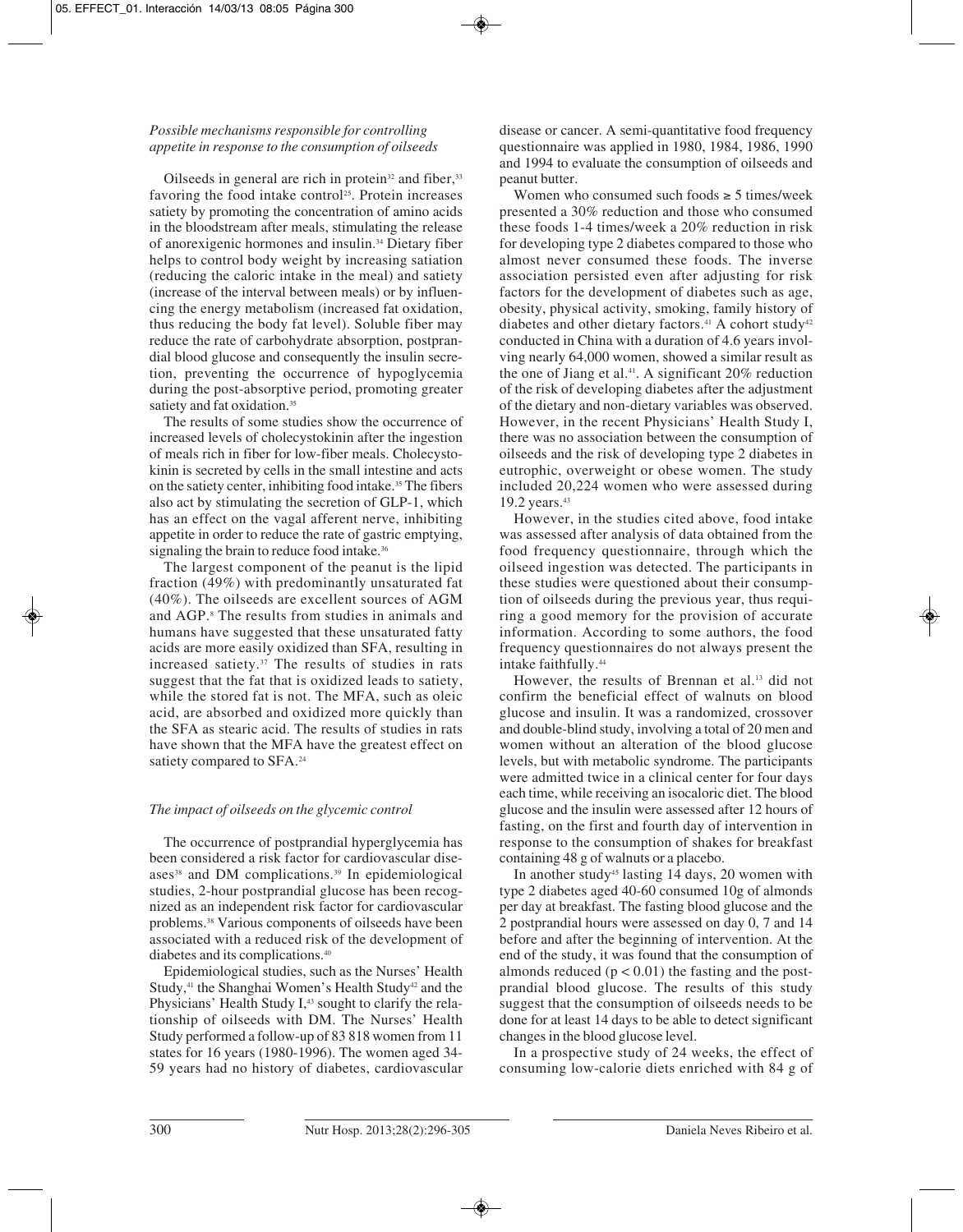### *Possible mechanisms responsible for controlling appetite in response to the consumption of oilseeds*

Oilseeds in general are rich in protein[32] and fiber,[33] favoring the food intake control[25]. Protein increases satiety by promoting the concentration of amino acids in the bloodstream after meals, stimulating the release of anorexigenic hormones and insulin.[34] Dietary fiber helps to control body weight by increasing satiation (reducing the caloric intake in the meal) and satiety (increase of the interval between meals) or by influencing the energy metabolism (increased fat oxidation, thus reducing the body fat level). Soluble fiber may reduce the rate of carbohydrate absorption, postprandial blood glucose and consequently the insulin secretion, preventing the occurrence of hypoglycemia during the post-absorptive period, promoting greater satiety and fat oxidation.[35]

The results of some studies show the occurrence of increased levels of cholecystokinin after the ingestion of meals rich in fiber for low-fiber meals. Cholecystokinin is secreted by cells in the small intestine and acts on the satiety center, inhibiting food intake.[35] The fibers also act by stimulating the secretion of GLP-1, which has an effect on the vagal afferent nerve, inhibiting appetite in order to reduce the rate of gastric emptying, signaling the brain to reduce food intake.[36]

The largest component of the peanut is the lipid fraction (49%) with predominantly unsaturated fat (40%). The oilseeds are excellent sources of AGM and AGP.[8] The results from studies in animals and humans have suggested that these unsaturated fatty acids are more easily oxidized than SFA, resulting in increased satiety.[37] The results of studies in rats suggest that the fat that is oxidized leads to satiety, while the stored fat is not. The MFA, such as oleic acid, are absorbed and oxidized more quickly than the SFA as stearic acid. The results of studies in rats have shown that the MFA have the greatest effect on satiety compared to SFA.[24]

### *The impact of oilseeds on the glycemic control*

The occurrence of postprandial hyperglycemia has been considered a risk factor for cardiovascular diseases[38] and DM complications.[39] In epidemiological studies, 2-hour postprandial glucose has been recognized as an independent risk factor for cardiovascular problems.[38] Various components of oilseeds have been associated with a reduced risk of the development of diabetes and its complications.[40]

Epidemiological studies, such as the Nurses' Health Study,[41] the Shanghai Women's Health Study[42] and the Physicians' Health Study I,[43] sought to clarify the relationship of oilseeds with DM. The Nurses' Health Study performed a follow-up of 83 818 women from 11 states for 16 years (1980-1996). The women aged 34-59 years had no history of diabetes, cardiovascular disease or cancer. A semi-quantitative food frequency questionnaire was applied in 1980, 1984, 1986, 1990 and 1994 to evaluate the consumption of oilseeds and peanut butter.

Women who consumed such foods ≥ 5 times/week presented a 30% reduction and those who consumed these foods 1-4 times/week a 20% reduction in risk for developing type 2 diabetes compared to those who almost never consumed these foods. The inverse association persisted even after adjusting for risk factors for the development of diabetes such as age, obesity, physical activity, smoking, family history of diabetes and other dietary factors.[41] A cohort study[42] conducted in China with a duration of 4.6 years involving nearly 64,000 women, showed a similar result as the one of Jiang et al.[41]. A significant 20% reduction of the risk of developing diabetes after the adjustment of the dietary and non-dietary variables was observed. However, in the recent Physicians' Health Study I, there was no association between the consumption of oilseeds and the risk of developing type 2 diabetes in eutrophic, overweight or obese women. The study included 20,224 women who were assessed during 19.2 years.[43]

However, in the studies cited above, food intake was assessed after analysis of data obtained from the food frequency questionnaire, through which the oilseed ingestion was detected. The participants in these studies were questioned about their consumption of oilseeds during the previous year, thus requiring a good memory for the provision of accurate information. According to some authors, the food frequency questionnaires do not always present the intake faithfully.[44]

However, the results of Brennan et al.[13] did not confirm the beneficial effect of walnuts on blood glucose and insulin. It was a randomized, crossover and double-blind study, involving a total of 20 men and women without an alteration of the blood glucose levels, but with metabolic syndrome. The participants were admitted twice in a clinical center for four days each time, while receiving an isocaloric diet. The blood glucose and the insulin were assessed after 12 hours of fasting, on the first and fourth day of intervention in response to the consumption of shakes for breakfast containing 48 g of walnuts or a placebo.

In another study[45] lasting 14 days, 20 women with type 2 diabetes aged 40-60 consumed 10g of almonds per day at breakfast. The fasting blood glucose and the 2 postprandial hours were assessed on day 0, 7 and 14 before and after the beginning of intervention. At the end of the study, it was found that the consumption of almonds reduced ($p < 0.01$) the fasting and the postprandial blood glucose. The results of this study suggest that the consumption of oilseeds needs to be done for at least 14 days to be able to detect significant changes in the blood glucose level.

In a prospective study of 24 weeks, the effect of consuming low-calorie diets enriched with 84 g of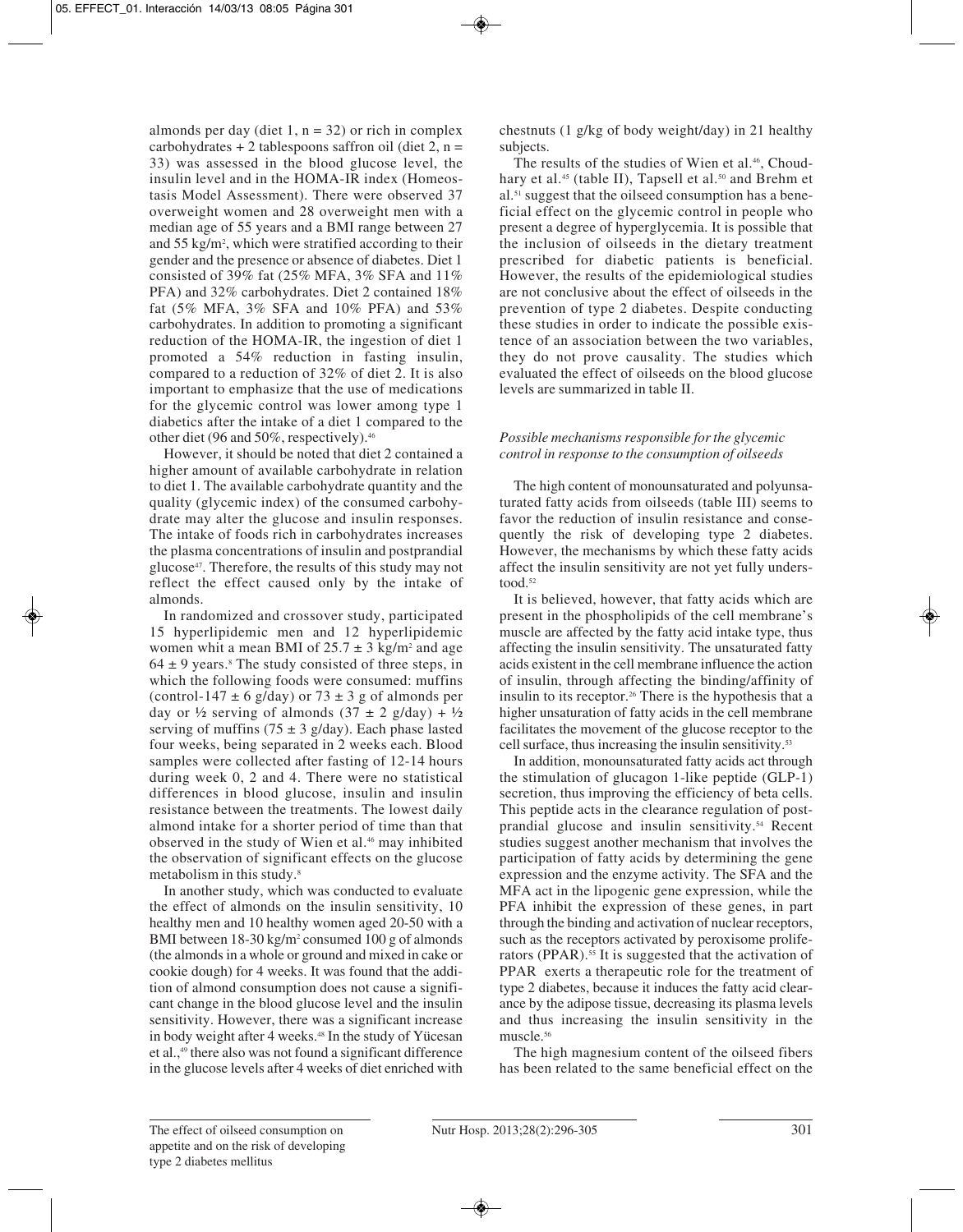almonds per day (diet 1, n = 32) or rich in complex carbohydrates + 2 tablespoons saffron oil (diet 2, n = 33) was assessed in the blood glucose level, the insulin level and in the HOMA-IR index (Homeostasis Model Assessment). There were observed 37 overweight women and 28 overweight men with a median age of 55 years and a BMI range between 27 and 55 kg/m$^2$, which were stratified according to their gender and the presence or absence of diabetes. Diet 1 consisted of 39% fat (25% MFA, 3% SFA and 11% PFA) and 32% carbohydrates. Diet 2 contained 18% fat (5% MFA, 3% SFA and 10% PFA) and 53% carbohydrates. In addition to promoting a significant reduction of the HOMA-IR, the ingestion of diet 1 promoted a 54% reduction in fasting insulin, compared to a reduction of 32% of diet 2. It is also important to emphasize that the use of medications for the glycemic control was lower among type 1 diabetics after the intake of a diet 1 compared to the other diet (96 and 50%, respectively).[46]

However, it should be noted that diet 2 contained a higher amount of available carbohydrate in relation to diet 1. The available carbohydrate quantity and the quality (glycemic index) of the consumed carbohydrate may alter the glucose and insulin responses. The intake of foods rich in carbohydrates increases the plasma concentrations of insulin and postprandial glucose[47]. Therefore, the results of this study may not reflect the effect caused only by the intake of almonds.

In randomized and crossover study, participated 15 hyperlipidemic men and 12 hyperlipidemic women whit a mean BMI of 25.7 ± 3 kg/m$^2$ and age 64 ± 9 years.[8] The study consisted of three steps, in which the following foods were consumed: muffins (control-147 ± 6 g/day) or 73 ± 3 g of almonds per day or ½ serving of almonds (37 ± 2 g/day) + ½ serving of muffins (75 ± 3 g/day). Each phase lasted four weeks, being separated in 2 weeks each. Blood samples were collected after fasting of 12-14 hours during week 0, 2 and 4. There were no statistical differences in blood glucose, insulin and insulin resistance between the treatments. The lowest daily almond intake for a shorter period of time than that observed in the study of Wien et al.[46] may inhibited the observation of significant effects on the glucose metabolism in this study.[8]

In another study, which was conducted to evaluate the effect of almonds on the insulin sensitivity, 10 healthy men and 10 healthy women aged 20-50 with a BMI between 18-30 kg/m$^2$ consumed 100 g of almonds (the almonds in a whole or ground and mixed in cake or cookie dough) for 4 weeks. It was found that the addition of almond consumption does not cause a significant change in the blood glucose level and the insulin sensitivity. However, there was a significant increase in body weight after 4 weeks.[48] In the study of Yücesan et al.,[49] there also was not found a significant difference in the glucose levels after 4 weeks of diet enriched with chestnuts (1 g/kg of body weight/day) in 21 healthy subjects.

The results of the studies of Wien et al.[46], Choudhary et al.[45] (table II), Tapsell et al.[50] and Brehm et al.[51] suggest that the oilseed consumption has a beneficial effect on the glycemic control in people who present a degree of hyperglycemia. It is possible that the inclusion of oilseeds in the dietary treatment prescribed for diabetic patients is beneficial. However, the results of the epidemiological studies are not conclusive about the effect of oilseeds in the prevention of type 2 diabetes. Despite conducting these studies in order to indicate the possible existence of an association between the two variables, they do not prove causality. The studies which evaluated the effect of oilseeds on the blood glucose levels are summarized in table II.

### *Possible mechanisms responsible for the glycemic control in response to the consumption of oilseeds*

The high content of monounsaturated and polyunsaturated fatty acids from oilseeds (table III) seems to favor the reduction of insulin resistance and consequently the risk of developing type 2 diabetes. However, the mechanisms by which these fatty acids affect the insulin sensitivity are not yet fully understood.[52]

It is believed, however, that fatty acids which are present in the phospholipids of the cell membrane's muscle are affected by the fatty acid intake type, thus affecting the insulin sensitivity. The unsaturated fatty acids existent in the cell membrane influence the action of insulin, through affecting the binding/affinity of insulin to its receptor.[26] There is the hypothesis that a higher unsaturation of fatty acids in the cell membrane facilitates the movement of the glucose receptor to the cell surface, thus increasing the insulin sensitivity.[53]

In addition, monounsaturated fatty acids act through the stimulation of glucagon 1-like peptide (GLP-1) secretion, thus improving the efficiency of beta cells. This peptide acts in the clearance regulation of postprandial glucose and insulin sensitivity.[54] Recent studies suggest another mechanism that involves the participation of fatty acids by determining the gene expression and the enzyme activity. The SFA and the MFA act in the lipogenic gene expression, while the PFA inhibit the expression of these genes, in part through the binding and activation of nuclear receptors, such as the receptors activated by peroxisome proliferators (PPAR).[55] It is suggested that the activation of PPAR exerts a therapeutic role for the treatment of type 2 diabetes, because it induces the fatty acid clearance by the adipose tissue, decreasing its plasma levels and thus increasing the insulin sensitivity in the muscle.[56]

The high magnesium content of the oilseed fibers has been related to the same beneficial effect on the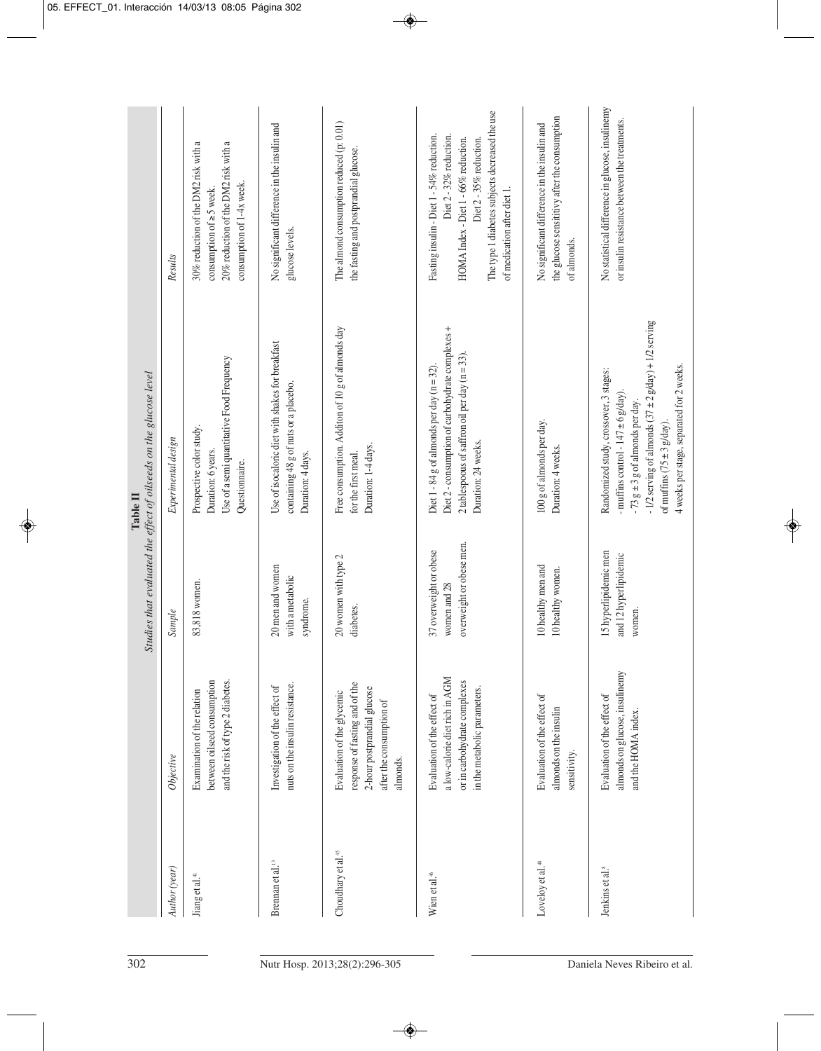**Table II**
*Studies that evaluated the effect of oilseeds on the glucose level*

| *Author (year)* | *Objective* | *Sample* | *Experimental design* | *Results* |
|---|---|---|---|---|
| Jiang et al.[41] | Examination of the relation between oilseed consumption and the risk of type 2 diabetes. | 83,818 women. | Prospective color study. Duration: 6 years. Use of a semi quantitative Food Frequency Questionnaire. | 30% reduction of the DM2 risk with a consumption of ≥ 5 week. 20% reduction of the DM2 risk with a consumption of 1-4x week. |
| Brennan et al.[13] | Investigation of the effect of nuts on the insulin resistance. | 20 men and women with a metabolic syndrome. | Use of isocaloric diet with shakes for breakfast containing 48 g of nuts or a placebo. Duration: 4 days. | No significant difference in the insulin and glucose levels. |
| Choudhary et al.[45] | Evaluation of the glycemic response of fasting and of the 2-hour postprandial glucose after the consumption of almonds. | 20 women with type 2 diabetes. | Free consumption. Addition of 10 g of almonds day for the first meal. Duration: 1-4 days. | The almond consumption reduced (p: 0.01) the fasting and postprandial glucose. |
| Wien et al.[46] | Evaluation of the effect of a low-calorie diet rich in AGM or in carbohydrate complexes in the metabolic parameters. | 37 overweight or obese women and 28 overweight or obese men. | Diet 1 - 84 g of almonds per day (n = 32). Diet 2 - consumption of carbohydrate complexes + 2 tablespoons of saffron oil per day (n = 33). Duration: 24 weeks. | Fasting insulin - Diet 1 - 54% reduction. Diet 2 - 32% reduction. HOMA Index - Diet 1 - 66% reduction. Diet 2 - 35% reduction. The type 1 diabetes subjects decreased the use of medication after diet 1. |
| Lovejoy et al.[48] | Evaluation of the effect of almonds on the insulin sensitivity. | 10 healthy men and 10 healthy women. | 100 g of almonds per day. Duration: 4 weeks. | No significant difference in the insulin and the glucose sensitivity after the consumption of almonds. |
| Jenkins et al.[8] | Evaluation of the effect of almonds on glucose, insulinemy and the HOMA index. | 15 hyperlipidemic men and 12 hyperlipidemic women. | Randomized study, crossover, 3 stages: - muffins control - 147 ± 6 g/day). - 73 g ± 3 g of almonds per day. - 1/2 serving of almonds (37 ± 2 g/day) + 1/2 serving of muffins (75 ± 3 g/day). 4 weeks per stage, separated for 2 weeks. | No statistical difference in glucose, insulinemy or insulin resistance between the treatments. |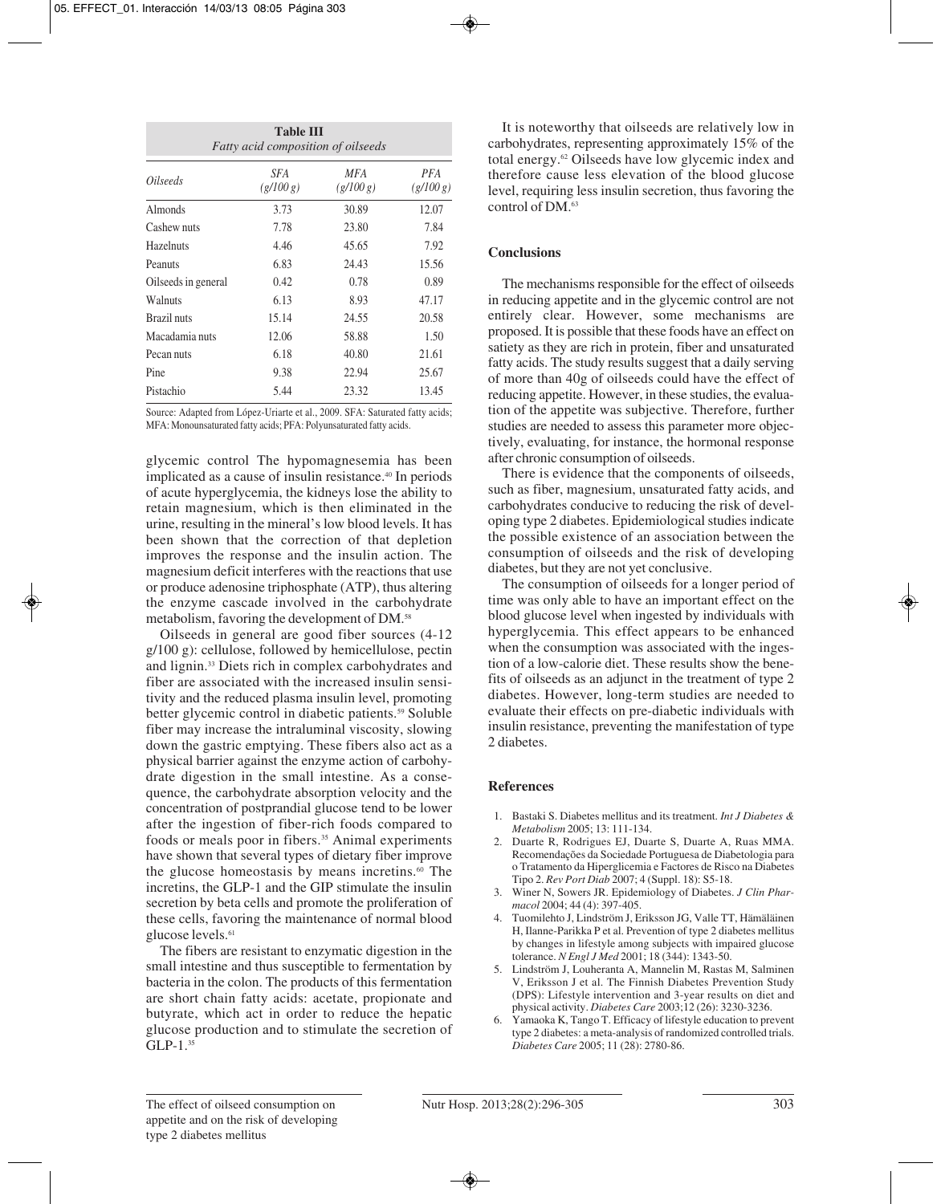**Table III**
*Fatty acid composition of oilseeds*

| *Oilseeds* | *SFA (g/100 g)* | *MFA (g/100 g)* | *PFA (g/100 g)* |
|---|---|---|---|
| Almonds | 3.73 | 30.89 | 12.07 |
| Cashew nuts | 7.78 | 23.80 | 7.84 |
| Hazelnuts | 4.46 | 45.65 | 7.92 |
| Peanuts | 6.83 | 24.43 | 15.56 |
| Oilseeds in general | 0.42 | 0.78 | 0.89 |
| Walnuts | 6.13 | 8.93 | 47.17 |
| Brazil nuts | 15.14 | 24.55 | 20.58 |
| Macadamia nuts | 12.06 | 58.88 | 1.50 |
| Pecan nuts | 6.18 | 40.80 | 21.61 |
| Pine | 9.38 | 22.94 | 25.67 |
| Pistachio | 5.44 | 23.32 | 13.45 |

Source: Adapted from López-Uriarte et al., 2009. SFA: Saturated fatty acids; MFA: Monounsaturated fatty acids; PFA: Polyunsaturated fatty acids.

glycemic control The hypomagnesemia has been implicated as a cause of insulin resistance.[40] In periods of acute hyperglycemia, the kidneys lose the ability to retain magnesium, which is then eliminated in the urine, resulting in the mineral's low blood levels. It has been shown that the correction of that depletion improves the response and the insulin action. The magnesium deficit interferes with the reactions that use or produce adenosine triphosphate (ATP), thus altering the enzyme cascade involved in the carbohydrate metabolism, favoring the development of DM.[58]

Oilseeds in general are good fiber sources (4-12 g/100 g): cellulose, followed by hemicellulose, pectin and lignin.[33] Diets rich in complex carbohydrates and fiber are associated with the increased insulin sensitivity and the reduced plasma insulin level, promoting better glycemic control in diabetic patients.[59] Soluble fiber may increase the intraluminal viscosity, slowing down the gastric emptying. These fibers also act as a physical barrier against the enzyme action of carbohydrate digestion in the small intestine. As a consequence, the carbohydrate absorption velocity and the concentration of postprandial glucose tend to be lower after the ingestion of fiber-rich foods compared to foods or meals poor in fibers.[35] Animal experiments have shown that several types of dietary fiber improve the glucose homeostasis by means incretins.[60] The incretins, the GLP-1 and the GIP stimulate the insulin secretion by beta cells and promote the proliferation of these cells, favoring the maintenance of normal blood glucose levels.[61]

The fibers are resistant to enzymatic digestion in the small intestine and thus susceptible to fermentation by bacteria in the colon. The products of this fermentation are short chain fatty acids: acetate, propionate and butyrate, which act in order to reduce the hepatic glucose production and to stimulate the secretion of GLP-1.[35]

It is noteworthy that oilseeds are relatively low in carbohydrates, representing approximately 15% of the total energy.[62] Oilseeds have low glycemic index and therefore cause less elevation of the blood glucose level, requiring less insulin secretion, thus favoring the control of DM.[63]

## Conclusions

The mechanisms responsible for the effect of oilseeds in reducing appetite and in the glycemic control are not entirely clear. However, some mechanisms are proposed. It is possible that these foods have an effect on satiety as they are rich in protein, fiber and unsaturated fatty acids. The study results suggest that a daily serving of more than 40g of oilseeds could have the effect of reducing appetite. However, in these studies, the evaluation of the appetite was subjective. Therefore, further studies are needed to assess this parameter more objectively, evaluating, for instance, the hormonal response after chronic consumption of oilseeds.

There is evidence that the components of oilseeds, such as fiber, magnesium, unsaturated fatty acids, and carbohydrates conducive to reducing the risk of developing type 2 diabetes. Epidemiological studies indicate the possible existence of an association between the consumption of oilseeds and the risk of developing diabetes, but they are not yet conclusive.

The consumption of oilseeds for a longer period of time was only able to have an important effect on the blood glucose level when ingested by individuals with hyperglycemia. This effect appears to be enhanced when the consumption was associated with the ingestion of a low-calorie diet. These results show the benefits of oilseeds as an adjunct in the treatment of type 2 diabetes. However, long-term studies are needed to evaluate their effects on pre-diabetic individuals with insulin resistance, preventing the manifestation of type 2 diabetes.

## References

1. Bastaki S. Diabetes mellitus and its treatment. *Int J Diabetes & Metabolism* 2005; 13: 111-134.
2. Duarte R, Rodrigues EJ, Duarte S, Duarte A, Ruas MMA. Recomendações da Sociedade Portuguesa de Diabetologia para o Tratamento da Hiperglicemia e Factores de Risco na Diabetes Tipo 2. *Rev Port Diab* 2007; 4 (Suppl. 18): S5-18.
3. Winer N, Sowers JR. Epidemiology of Diabetes. *J Clin Pharmacol* 2004; 44 (4): 397-405.
4. Tuomilehto J, Lindström J, Eriksson JG, Valle TT, Hämäläinen H, Ilanne-Parikka P et al. Prevention of type 2 diabetes mellitus by changes in lifestyle among subjects with impaired glucose tolerance. *N Engl J Med* 2001; 18 (344): 1343-50.
5. Lindström J, Louheranta A, Mannelin M, Rastas M, Salminen V, Eriksson J et al. The Finnish Diabetes Prevention Study (DPS): Lifestyle intervention and 3-year results on diet and physical activity. *Diabetes Care* 2003;12 (26): 3230-3236.
6. Yamaoka K, Tango T. Efficacy of lifestyle education to prevent type 2 diabetes: a meta-analysis of randomized controlled trials. *Diabetes Care* 2005; 11 (28): 2780-86.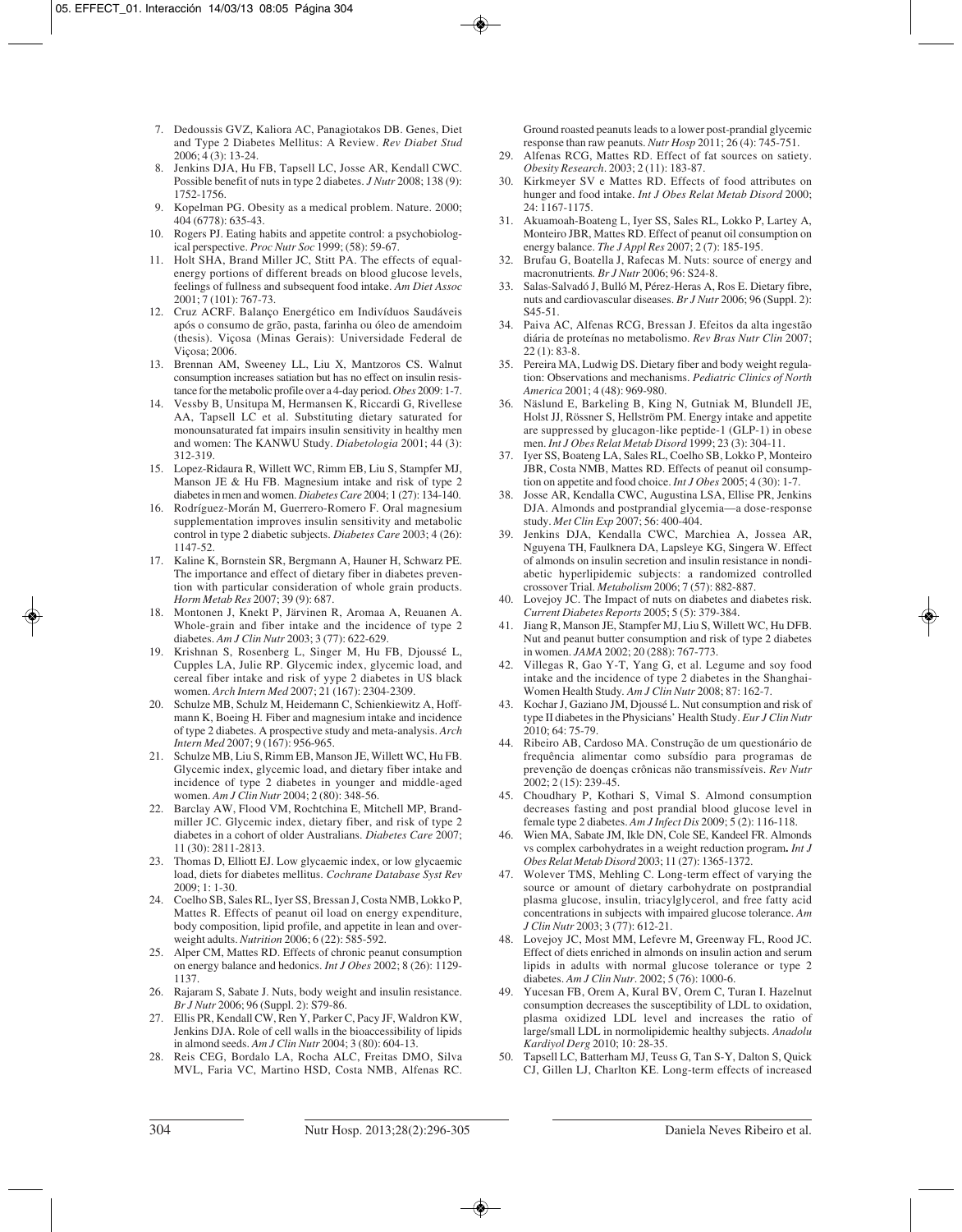7. Dedoussis GVZ, Kaliora AC, Panagiotakos DB. Genes, Diet and Type 2 Diabetes Mellitus: A Review. *Rev Diabet Stud* 2006; 4 (3): 13-24.
8. Jenkins DJA, Hu FB, Tapsell LC, Josse AR, Kendall CWC. Possible benefit of nuts in type 2 diabetes. *J Nutr* 2008; 138 (9): 1752-1756.
9. Kopelman PG. Obesity as a medical problem. Nature. 2000; 404 (6778): 635-43.
10. Rogers PJ. Eating habits and appetite control: a psychobiological perspective. *Proc Nutr Soc* 1999; (58): 59-67.
11. Holt SHA, Brand Miller JC, Stitt PA. The effects of equal-energy portions of different breads on blood glucose levels, feelings of fullness and subsequent food intake. *Am Diet Assoc* 2001; 7 (101): 767-73.
12. Cruz ACRF. Balanço Energético em Indivíduos Saudáveis após o consumo de grão, pasta, farinha ou óleo de amendoim (thesis). Viçosa (Minas Gerais): Universidade Federal de Viçosa; 2006.
13. Brennan AM, Sweeney LL, Liu X, Mantzoros CS. Walnut consumption increases satiation but has no effect on insulin resistance for the metabolic profile over a 4-day period. *Obes* 2009: 1-7.
14. Vessby B, Unsitupa M, Hermansen K, Riccardi G, Rivellese AA, Tapsell LC et al. Substituting dietary saturated for monounsaturated fat impairs insulin sensitivity in healthy men and women: The KANWU Study. *Diabetologia* 2001; 44 (3): 312-319.
15. Lopez-Ridaura R, Willett WC, Rimm EB, Liu S, Stampfer MJ, Manson JE & Hu FB. Magnesium intake and risk of type 2 diabetes in men and women. *Diabetes Care* 2004; 1 (27): 134-140.
16. Rodríguez-Morán M, Guerrero-Romero F. Oral magnesium supplementation improves insulin sensitivity and metabolic control in type 2 diabetic subjects. *Diabetes Care* 2003; 4 (26): 1147-52.
17. Kaline K, Bornstein SR, Bergmann A, Hauner H, Schwarz PE. The importance and effect of dietary fiber in diabetes prevention with particular consideration of whole grain products. *Horm Metab Res* 2007; 39 (9): 687.
18. Montonen J, Knekt P, Järvinen R, Aromaa A, Reuanen A. Whole-grain and fiber intake and the incidence of type 2 diabetes. *Am J Clin Nutr* 2003; 3 (77): 622-629.
19. Krishnan S, Rosenberg L, Singer M, Hu FB, Djoussé L, Cupples LA, Julie RP. Glycemic index, glycemic load, and cereal fiber intake and risk of yype 2 diabetes in US black women. *Arch Intern Med* 2007; 21 (167): 2304-2309.
20. Schulze MB, Schulz M, Heidemann C, Schienkiewitz A, Hoffmann K, Boeing H. Fiber and magnesium intake and incidence of type 2 diabetes. A prospective study and meta-analysis. *Arch Intern Med* 2007; 9 (167): 956-965.
21. Schulze MB, Liu S, Rimm EB, Manson JE, Willett WC, Hu FB. Glycemic index, glycemic load, and dietary fiber intake and incidence of type 2 diabetes in younger and middle-aged women. *Am J Clin Nutr* 2004; 2 (80): 348-56.
22. Barclay AW, Flood VM, Rochtchina E, Mitchell MP, Brandmiller JC. Glycemic index, dietary fiber, and risk of type 2 diabetes in a cohort of older Australians. *Diabetes Care* 2007; 11 (30): 2811-2813.
23. Thomas D, Elliott EJ. Low glycaemic index, or low glycaemic load, diets for diabetes mellitus. *Cochrane Database Syst Rev* 2009; 1: 1-30.
24. Coelho SB, Sales RL, Iyer SS, Bressan J, Costa NMB, Lokko P, Mattes R. Effects of peanut oil load on energy expenditure, body composition, lipid profile, and appetite in lean and overweight adults. *Nutrition* 2006; 6 (22): 585-592.
25. Alper CM, Mattes RD. Effects of chronic peanut consumption on energy balance and hedonics. *Int J Obes* 2002; 8 (26): 1129-1137.
26. Rajaram S, Sabate J. Nuts, body weight and insulin resistance. *Br J Nutr* 2006; 96 (Suppl. 2): S79-86.
27. Ellis PR, Kendall CW, Ren Y, Parker C, Pacy JF, Waldron KW, Jenkins DJA. Role of cell walls in the bioaccessibility of lipids in almond seeds. *Am J Clin Nutr* 2004; 3 (80): 604-13.
28. Reis CEG, Bordalo LA, Rocha ALC, Freitas DMO, Silva MVL, Faria VC, Martino HSD, Costa NMB, Alfenas RC. Ground roasted peanuts leads to a lower post-prandial glycemic response than raw peanuts. *Nutr Hosp* 2011; 26 (4): 745-751.
29. Alfenas RCG, Mattes RD. Effect of fat sources on satiety. *Obesity Research*. 2003; 2 (11): 183-87.
30. Kirkmeyer SV e Mattes RD. Effects of food attributes on hunger and food intake. *Int J Obes Relat Metab Disord* 2000; 24: 1167-1175.
31. Akuamoah-Boateng L, Iyer SS, Sales RL, Lokko P, Lartey A, Monteiro JBR, Mattes RD. Effect of peanut oil consumption on energy balance. *The J Appl Res* 2007; 2 (7): 185-195.
32. Brufau G, Boatella J, Rafecas M. Nuts: source of energy and macronutrients. *Br J Nutr* 2006; 96: S24-8.
33. Salas-Salvadó J, Bulló M, Pérez-Heras A, Ros E. Dietary fibre, nuts and cardiovascular diseases. *Br J Nutr* 2006; 96 (Suppl. 2): S45-51.
34. Paiva AC, Alfenas RCG, Bressan J. Efeitos da alta ingestão diária de proteínas no metabolismo. *Rev Bras Nutr Clin* 2007; 22 (1): 83-8.
35. Pereira MA, Ludwig DS. Dietary fiber and body weight regulation: Observations and mechanisms. *Pediatric Clinics of North America* 2001; 4 (48): 969-980.
36. Näslund E, Barkeling B, King N, Gutniak M, Blundell JE, Holst JJ, Rössner S, Hellström PM. Energy intake and appetite are suppressed by glucagon-like peptide-1 (GLP-1) in obese men. *Int J Obes Relat Metab Disord* 1999; 23 (3): 304-11.
37. Iyer SS, Boateng LA, Sales RL, Coelho SB, Lokko P, Monteiro JBR, Costa NMB, Mattes RD. Effects of peanut oil consumption on appetite and food choice. *Int J Obes* 2005; 4 (30): 1-7.
38. Josse AR, Kendalla CWC, Augustina LSA, Ellise PR, Jenkins DJA. Almonds and postprandial glycemia—a dose-response study. *Met Clin Exp* 2007; 56: 400-404.
39. Jenkins DJA, Kendalla CWC, Marchiea A, Jossea AR, Nguyena TH, Faulknera DA, Lapsleye KG, Singera W. Effect of almonds on insulin secretion and insulin resistance in nondiabetic hyperlipidemic subjects: a randomized controlled crossover Trial. *Metabolism* 2006; 7 (57): 882-887.
40. Lovejoy JC. The Impact of nuts on diabetes and diabetes risk. *Current Diabetes Reports* 2005; 5 (5): 379-384.
41. Jiang R, Manson JE, Stampfer MJ, Liu S, Willett WC, Hu DFB. Nut and peanut butter consumption and risk of type 2 diabetes in women. *JAMA* 2002; 20 (288): 767-773.
42. Villegas R, Gao Y-T, Yang G, et al. Legume and soy food intake and the incidence of type 2 diabetes in the Shanghai-Women Health Study. *Am J Clin Nutr* 2008; 87: 162-7.
43. Kochar J, Gaziano JM, Djoussé L. Nut consumption and risk of type II diabetes in the Physicians' Health Study. *Eur J Clin Nutr* 2010; 64: 75-79.
44. Ribeiro AB, Cardoso MA. Construção de um questionário de frequência alimentar como subsídio para programas de prevenção de doenças crônicas não transmissíveis. *Rev Nutr* 2002; 2 (15): 239-45.
45. Choudhary P, Kothari S, Vimal S. Almond consumption decreases fasting and post prandial blood glucose level in female type 2 diabetes. *Am J Infect Dis* 2009; 5 (2): 116-118.
46. Wien MA, Sabate JM, Ikle DN, Cole SE, Kandeel FR. Almonds vs complex carbohydrates in a weight reduction program. *Int J Obes Relat Metab Disord* 2003; 11 (27): 1365-1372.
47. Wolever TMS, Mehling C. Long-term effect of varying the source or amount of dietary carbohydrate on postprandial plasma glucose, insulin, triacylglycerol, and free fatty acid concentrations in subjects with impaired glucose tolerance. *Am J Clin Nutr* 2003; 3 (77): 612-21.
48. Lovejoy JC, Most MM, Lefevre M, Greenway FL, Rood JC. Effect of diets enriched in almonds on insulin action and serum lipids in adults with normal glucose tolerance or type 2 diabetes. *Am J Clin Nutr*. 2002; 5 (76): 1000-6.
49. Yucesan FB, Orem A, Kural BV, Orem C, Turan I. Hazelnut consumption decreases the susceptibility of LDL to oxidation, plasma oxidized LDL level and increases the ratio of large/small LDL in normolipidemic healthy subjects. *Anadolu Kardiyol Derg* 2010; 10: 28-35.
50. Tapsell LC, Batterham MJ, Teuss G, Tan S-Y, Dalton S, Quick CJ, Gillen LJ, Charlton KE. Long-term effects of increased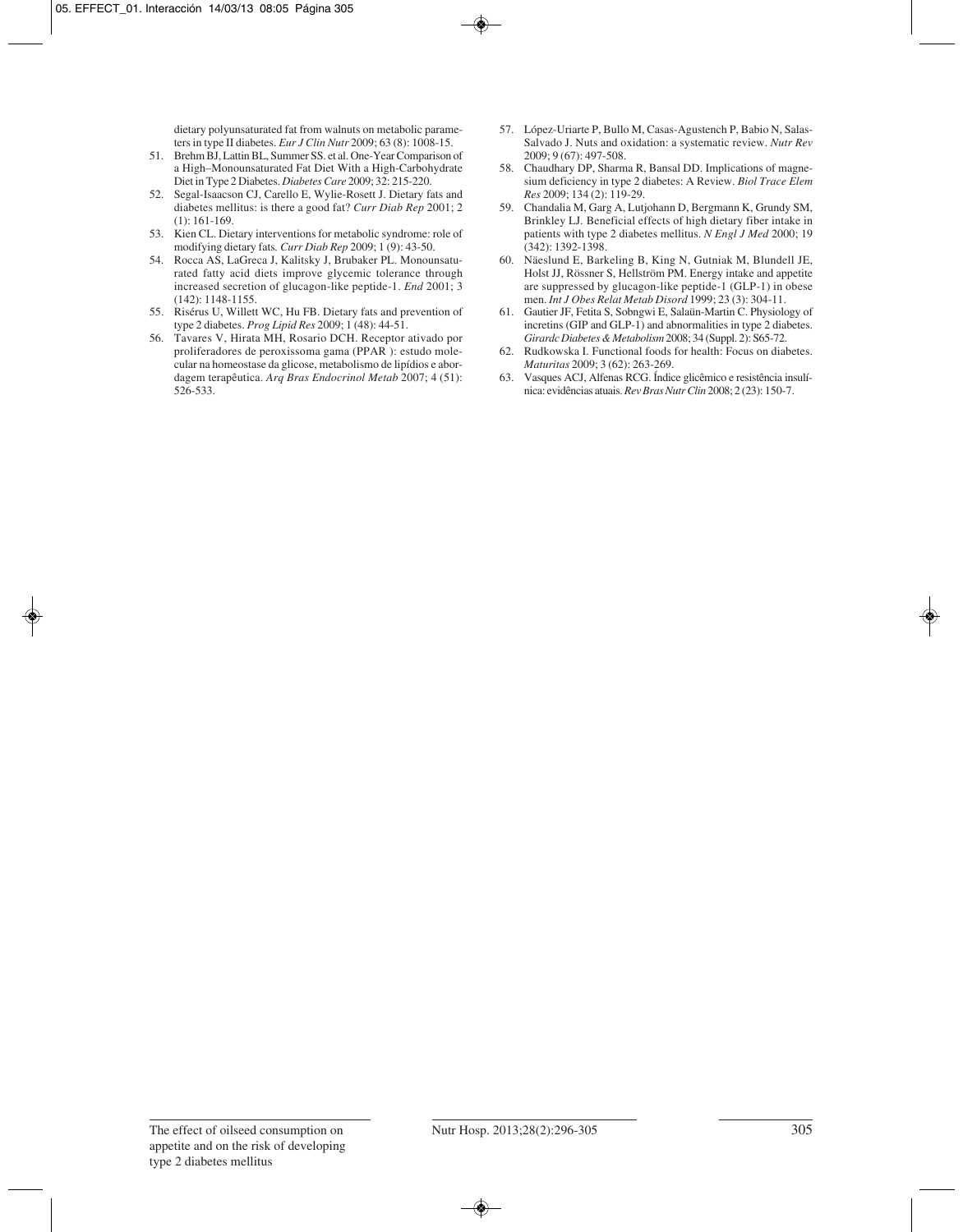dietary polyunsaturated fat from walnuts on metabolic parameters in type II diabetes. *Eur J Clin Nutr* 2009; 63 (8): 1008-15.

51. Brehm BJ, Lattin BL, Summer SS. et al. One-Year Comparison of a High–Monounsaturated Fat Diet With a High-Carbohydrate Diet in Type 2 Diabetes. *Diabetes Care* 2009; 32: 215-220.
52. Segal-Isaacson CJ, Carello E, Wylie-Rosett J. Dietary fats and diabetes mellitus: is there a good fat? *Curr Diab Rep* 2001; 2 (1): 161-169.
53. Kien CL. Dietary interventions for metabolic syndrome: role of modifying dietary fats. *Curr Diab Rep* 2009; 1 (9): 43-50.
54. Rocca AS, LaGreca J, Kalitsky J, Brubaker PL. Monounsaturated fatty acid diets improve glycemic tolerance through increased secretion of glucagon-like peptide-1. *End* 2001; 3 (142): 1148-1155.
55. Risérus U, Willett WC, Hu FB. Dietary fats and prevention of type 2 diabetes. *Prog Lipid Res* 2009; 1 (48): 44-51.
56. Tavares V, Hirata MH, Rosario DCH. Receptor ativado por proliferadores de peroxissoma gama (PPAR ): estudo molecular na homeostase da glicose, metabolismo de lipídios e abordagem terapêutica. *Arq Bras Endocrinol Metab* 2007; 4 (51): 526-533.
57. López-Uriarte P, Bullo M, Casas-Agustench P, Babio N, Salas-Salvado J. Nuts and oxidation: a systematic review. *Nutr Rev* 2009; 9 (67): 497-508.
58. Chaudhary DP, Sharma R, Bansal DD. Implications of magnesium deficiency in type 2 diabetes: A Review. *Biol Trace Elem Res* 2009; 134 (2): 119-29.
59. Chandalia M, Garg A, Lutjohann D, Bergmann K, Grundy SM, Brinkley LJ. Beneficial effects of high dietary fiber intake in patients with type 2 diabetes mellitus. *N Engl J Med* 2000; 19 (342): 1392-1398.
60. Näeslund E, Barkeling B, King N, Gutniak M, Blundell JE, Holst JJ, Rössner S, Hellström PM. Energy intake and appetite are suppressed by glucagon-like peptide-1 (GLP-1) in obese men. *Int J Obes Relat Metab Disord* 1999; 23 (3): 304-11.
61. Gautier JF, Fetita S, Sobngwi E, Salaün-Martin C. Physiology of incretins (GIP and GLP-1) and abnormalities in type 2 diabetes. *Girardc Diabetes & Metabolism* 2008; 34 (Suppl. 2): S65-72.
62. Rudkowska I. Functional foods for health: Focus on diabetes. *Maturitas* 2009; 3 (62): 263-269.
63. Vasques ACJ, Alfenas RCG. Índice glicêmico e resistência insulínica: evidências atuais. *Rev Bras Nutr Clin* 2008; 2 (23): 150-7.